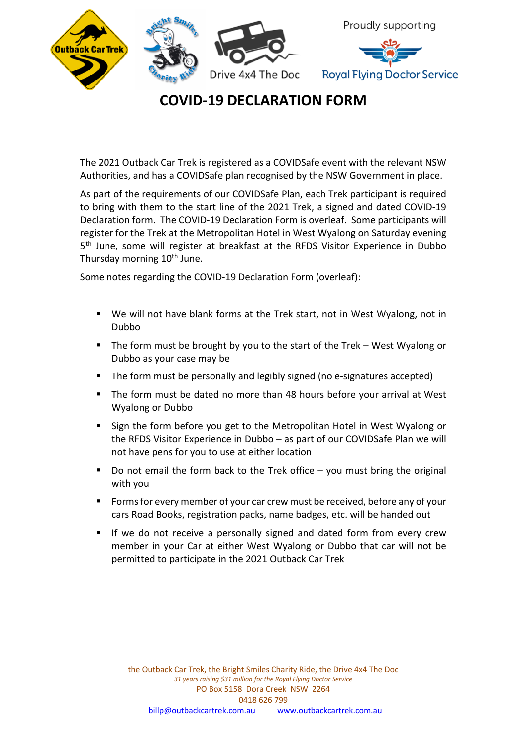Outback Car Trek

Bright Smiles Charity Ride

Drive 4x4 The Doc

Proudly supporting

Royal Flying Doctor Service

# COVID-19 DECLARATION FORM

The 2021 Outback Car Trek is registered as a COVIDSafe event with the relevant NSW Authorities, and has a COVIDSafe plan recognised by the NSW Government in place.

As part of the requirements of our COVIDSafe Plan, each Trek participant is required to bring with them to the start line of the 2021 Trek, a signed and dated COVID-19 Declaration form. The COVID-19 Declaration Form is overleaf. Some participants will register for the Trek at the Metropolitan Hotel in West Wyalong on Saturday evening 5th June, some will register at breakfast at the RFDS Visitor Experience in Dubbo Thursday morning 10th June.

Some notes regarding the COVID-19 Declaration Form (overleaf):

- We will not have blank forms at the Trek start, not in West Wyalong, not in Dubbo
- The form must be brought by you to the start of the Trek – West Wyalong or Dubbo as your case may be
- The form must be personally and legibly signed (no e-signatures accepted)
- The form must be dated no more than 48 hours before your arrival at West Wyalong or Dubbo
- Sign the form before you get to the Metropolitan Hotel in West Wyalong or the RFDS Visitor Experience in Dubbo – as part of our COVIDSafe Plan we will not have pens for you to use at either location
- Do not email the form back to the Trek office – you must bring the original with you
- Forms for every member of your car crew must be received, before any of your cars Road Books, registration packs, name badges, etc. will be handed out
- If we do not receive a personally signed and dated form from every crew member in your Car at either West Wyalong or Dubbo that car will not be permitted to participate in the 2021 Outback Car Trek

the Outback Car Trek, the Bright Smiles Charity Ride, the Drive 4x4 The Doc

*31 years raising $31 million for the Royal Flying Doctor Service*

PO Box 5158 Dora Creek NSW 2264

0418 626 799

billp@outbackcartrek.com.au www.outbackcartrek.com.au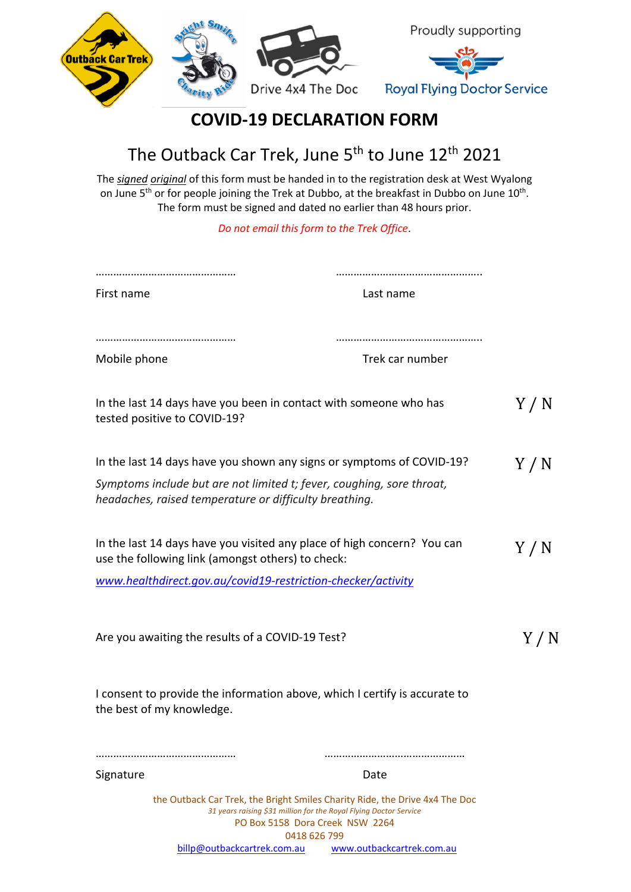Outback Car Trek

Bright Smiles Charity Ride

Drive 4x4 The Doc

Proudly supporting

Royal Flying Doctor Service

# COVID-19 DECLARATION FORM

## The Outback Car Trek, June 5th to June 12th 2021

The *signed* *original* of this form must be handed in to the registration desk at West Wyalong on June 5th or for people joining the Trek at Dubbo, at the breakfast in Dubbo on June 10th. The form must be signed and dated no earlier than 48 hours prior.

*Do not email this form to the Trek Office*.

………………………………………… ……………………………………………..

First name Last name

………………………………………… ……………………………………………..

Mobile phone Trek car number

In the last 14 days have you been in contact with someone who has tested positive to COVID-19? Y / N

In the last 14 days have you shown any signs or symptoms of COVID-19? Y / N

*Symptoms include but are not limited t; fever, coughing, sore throat, headaches, raised temperature or difficulty breathing.*

In the last 14 days have you visited any place of high concern? You can use the following link (amongst others) to check: Y / N

*www.healthdirect.gov.au/covid19-restriction-checker/activity*

Are you awaiting the results of a COVID-19 Test? Y / N

I consent to provide the information above, which I certify is accurate to the best of my knowledge.

………………………………………… …………………………………………

Signature Date

the Outback Car Trek, the Bright Smiles Charity Ride, the Drive 4x4 The Doc

*31 years raising $31 million for the Royal Flying Doctor Service*

PO Box 5158 Dora Creek NSW 2264

0418 626 799

billp@outbackcartrek.com.au www.outbackcartrek.com.au